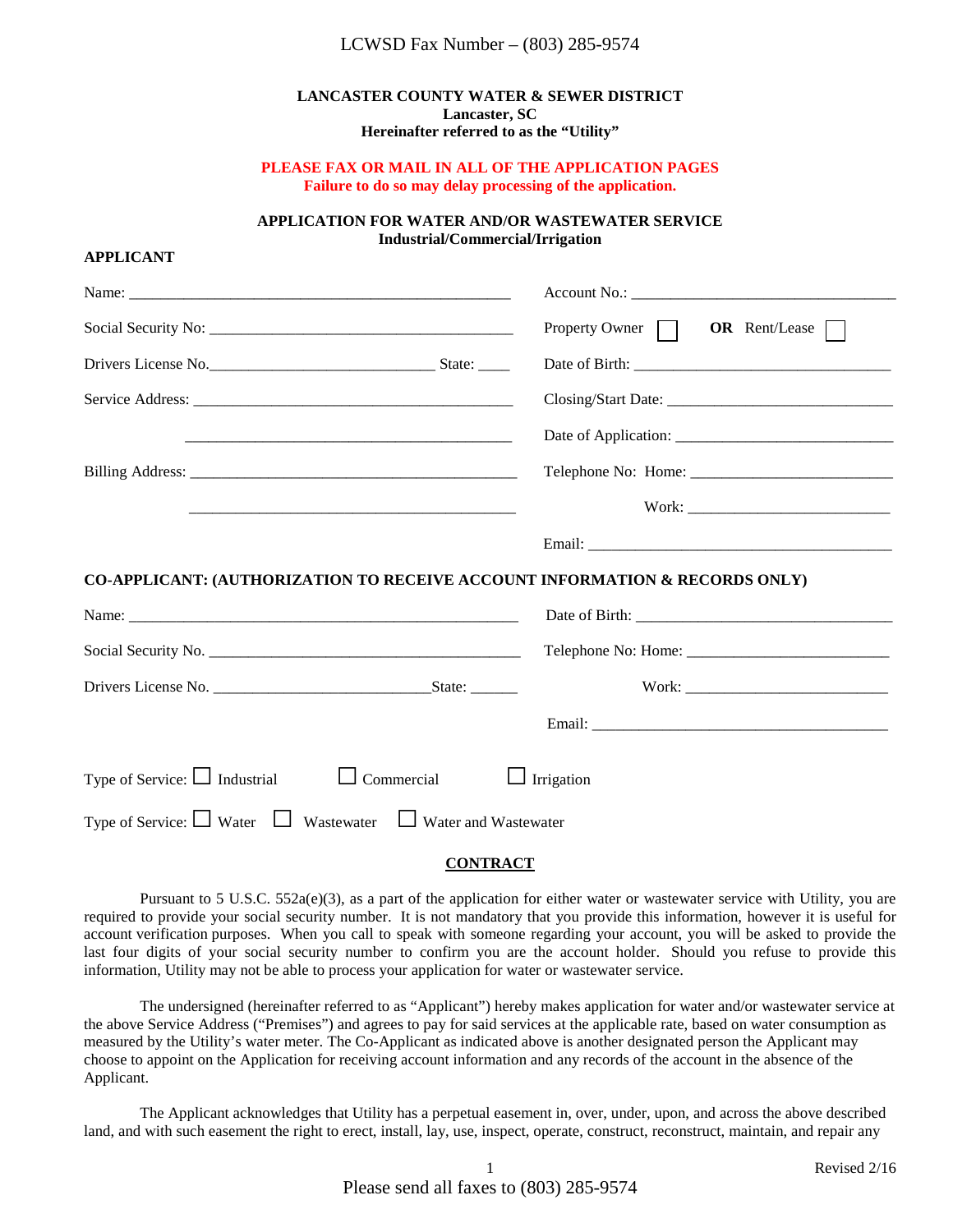LCWSD Fax Number – (803) 285-9574

**LANCASTER COUNTY WATER & SEWER DISTRICT**
**Lancaster, SC**
**Hereinafter referred to as the "Utility"**

**PLEASE FAX OR MAIL IN ALL OF THE APPLICATION PAGES**
**Failure to do so may delay processing of the application.**

**APPLICATION FOR WATER AND/OR WASTEWATER SERVICE**
**Industrial/Commercial/Irrigation**

**APPLICANT**

Name: ______________________________________________ Account No.: ________________________________

Social Security No: ____________________________________ Property Owner ☐ **OR** Rent/Lease ☐

Drivers License No.__________________________ State: ____ Date of Birth: _______________________________

Service Address: ______________________________________ Closing/Start Date: ___________________________

______________________________________ Date of Application: _________________________

Billing Address: _______________________________________ Telephone No: Home: ________________________

______________________________________ Work: ________________________

Email: ____________________________________

**CO-APPLICANT: (AUTHORIZATION TO RECEIVE ACCOUNT INFORMATION & RECORDS ONLY)**

Name: ______________________________________________ Date of Birth: _______________________________

Social Security No. _____________________________________ Telephone No: Home: ________________________

Drivers License No. _________________________State: ______ Work: ________________________

Email: ____________________________________

Type of Service: ☐ Industrial ☐ Commercial ☐ Irrigation

Type of Service: ☐ Water ☐ Wastewater ☐ Water and Wastewater

## CONTRACT

Pursuant to 5 U.S.C. 552a(e)(3), as a part of the application for either water or wastewater service with Utility, you are required to provide your social security number. It is not mandatory that you provide this information, however it is useful for account verification purposes. When you call to speak with someone regarding your account, you will be asked to provide the last four digits of your social security number to confirm you are the account holder. Should you refuse to provide this information, Utility may not be able to process your application for water or wastewater service.

The undersigned (hereinafter referred to as "Applicant") hereby makes application for water and/or wastewater service at the above Service Address ("Premises") and agrees to pay for said services at the applicable rate, based on water consumption as measured by the Utility's water meter. The Co-Applicant as indicated above is another designated person the Applicant may choose to appoint on the Application for receiving account information and any records of the account in the absence of the Applicant.

The Applicant acknowledges that Utility has a perpetual easement in, over, under, upon, and across the above described land, and with such easement the right to erect, install, lay, use, inspect, operate, construct, reconstruct, maintain, and repair any

Revised 2/16

Please send all faxes to (803) 285-9574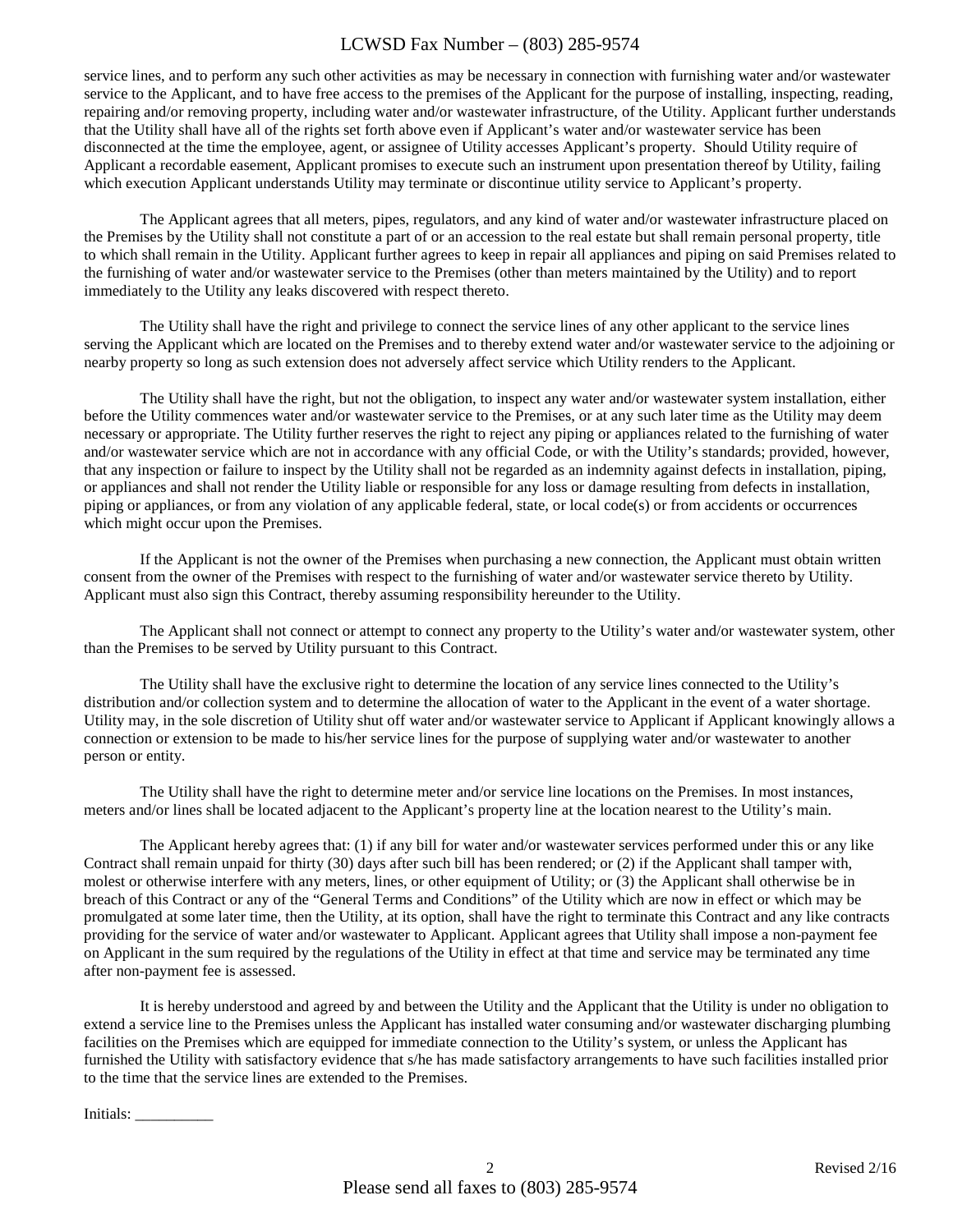service lines, and to perform any such other activities as may be necessary in connection with furnishing water and/or wastewater service to the Applicant, and to have free access to the premises of the Applicant for the purpose of installing, inspecting, reading, repairing and/or removing property, including water and/or wastewater infrastructure, of the Utility. Applicant further understands that the Utility shall have all of the rights set forth above even if Applicant's water and/or wastewater service has been disconnected at the time the employee, agent, or assignee of Utility accesses Applicant's property. Should Utility require of Applicant a recordable easement, Applicant promises to execute such an instrument upon presentation thereof by Utility, failing which execution Applicant understands Utility may terminate or discontinue utility service to Applicant's property.

The Applicant agrees that all meters, pipes, regulators, and any kind of water and/or wastewater infrastructure placed on the Premises by the Utility shall not constitute a part of or an accession to the real estate but shall remain personal property, title to which shall remain in the Utility. Applicant further agrees to keep in repair all appliances and piping on said Premises related to the furnishing of water and/or wastewater service to the Premises (other than meters maintained by the Utility) and to report immediately to the Utility any leaks discovered with respect thereto.

The Utility shall have the right and privilege to connect the service lines of any other applicant to the service lines serving the Applicant which are located on the Premises and to thereby extend water and/or wastewater service to the adjoining or nearby property so long as such extension does not adversely affect service which Utility renders to the Applicant.

The Utility shall have the right, but not the obligation, to inspect any water and/or wastewater system installation, either before the Utility commences water and/or wastewater service to the Premises, or at any such later time as the Utility may deem necessary or appropriate. The Utility further reserves the right to reject any piping or appliances related to the furnishing of water and/or wastewater service which are not in accordance with any official Code, or with the Utility's standards; provided, however, that any inspection or failure to inspect by the Utility shall not be regarded as an indemnity against defects in installation, piping, or appliances and shall not render the Utility liable or responsible for any loss or damage resulting from defects in installation, piping or appliances, or from any violation of any applicable federal, state, or local code(s) or from accidents or occurrences which might occur upon the Premises.

If the Applicant is not the owner of the Premises when purchasing a new connection, the Applicant must obtain written consent from the owner of the Premises with respect to the furnishing of water and/or wastewater service thereto by Utility. Applicant must also sign this Contract, thereby assuming responsibility hereunder to the Utility.

The Applicant shall not connect or attempt to connect any property to the Utility's water and/or wastewater system, other than the Premises to be served by Utility pursuant to this Contract.

The Utility shall have the exclusive right to determine the location of any service lines connected to the Utility's distribution and/or collection system and to determine the allocation of water to the Applicant in the event of a water shortage. Utility may, in the sole discretion of Utility shut off water and/or wastewater service to Applicant if Applicant knowingly allows a connection or extension to be made to his/her service lines for the purpose of supplying water and/or wastewater to another person or entity.

The Utility shall have the right to determine meter and/or service line locations on the Premises. In most instances, meters and/or lines shall be located adjacent to the Applicant's property line at the location nearest to the Utility's main.

The Applicant hereby agrees that: (1) if any bill for water and/or wastewater services performed under this or any like Contract shall remain unpaid for thirty (30) days after such bill has been rendered; or (2) if the Applicant shall tamper with, molest or otherwise interfere with any meters, lines, or other equipment of Utility; or (3) the Applicant shall otherwise be in breach of this Contract or any of the "General Terms and Conditions" of the Utility which are now in effect or which may be promulgated at some later time, then the Utility, at its option, shall have the right to terminate this Contract and any like contracts providing for the service of water and/or wastewater to Applicant. Applicant agrees that Utility shall impose a non-payment fee on Applicant in the sum required by the regulations of the Utility in effect at that time and service may be terminated any time after non-payment fee is assessed.

It is hereby understood and agreed by and between the Utility and the Applicant that the Utility is under no obligation to extend a service line to the Premises unless the Applicant has installed water consuming and/or wastewater discharging plumbing facilities on the Premises which are equipped for immediate connection to the Utility's system, or unless the Applicant has furnished the Utility with satisfactory evidence that s/he has made satisfactory arrangements to have such facilities installed prior to the time that the service lines are extended to the Premises.

Initials: __________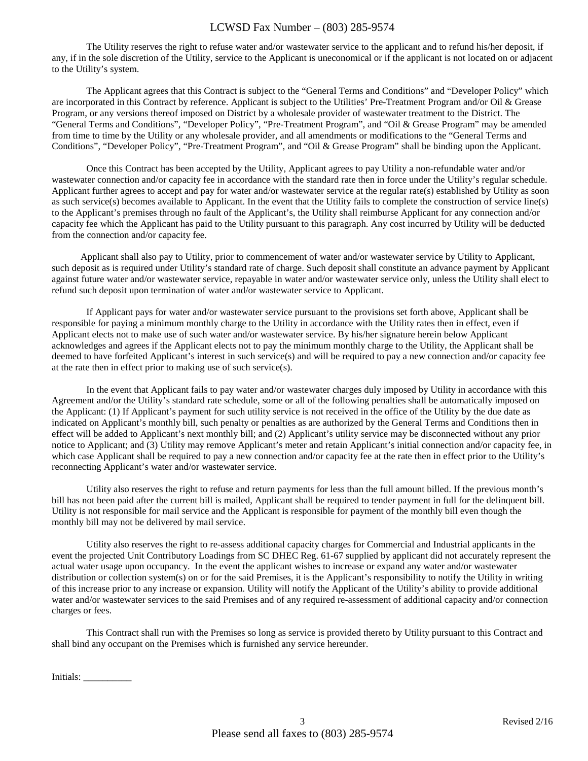The Utility reserves the right to refuse water and/or wastewater service to the applicant and to refund his/her deposit, if any, if in the sole discretion of the Utility, service to the Applicant is uneconomical or if the applicant is not located on or adjacent to the Utility's system.

The Applicant agrees that this Contract is subject to the "General Terms and Conditions" and "Developer Policy" which are incorporated in this Contract by reference. Applicant is subject to the Utilities' Pre-Treatment Program and/or Oil & Grease Program, or any versions thereof imposed on District by a wholesale provider of wastewater treatment to the District. The "General Terms and Conditions", "Developer Policy", "Pre-Treatment Program", and "Oil & Grease Program" may be amended from time to time by the Utility or any wholesale provider, and all amendments or modifications to the "General Terms and Conditions", "Developer Policy", "Pre-Treatment Program", and "Oil & Grease Program" shall be binding upon the Applicant.

Once this Contract has been accepted by the Utility, Applicant agrees to pay Utility a non-refundable water and/or wastewater connection and/or capacity fee in accordance with the standard rate then in force under the Utility's regular schedule. Applicant further agrees to accept and pay for water and/or wastewater service at the regular rate(s) established by Utility as soon as such service(s) becomes available to Applicant. In the event that the Utility fails to complete the construction of service line(s) to the Applicant's premises through no fault of the Applicant's, the Utility shall reimburse Applicant for any connection and/or capacity fee which the Applicant has paid to the Utility pursuant to this paragraph. Any cost incurred by Utility will be deducted from the connection and/or capacity fee.

Applicant shall also pay to Utility, prior to commencement of water and/or wastewater service by Utility to Applicant, such deposit as is required under Utility's standard rate of charge. Such deposit shall constitute an advance payment by Applicant against future water and/or wastewater service, repayable in water and/or wastewater service only, unless the Utility shall elect to refund such deposit upon termination of water and/or wastewater service to Applicant.

If Applicant pays for water and/or wastewater service pursuant to the provisions set forth above, Applicant shall be responsible for paying a minimum monthly charge to the Utility in accordance with the Utility rates then in effect, even if Applicant elects not to make use of such water and/or wastewater service. By his/her signature herein below Applicant acknowledges and agrees if the Applicant elects not to pay the minimum monthly charge to the Utility, the Applicant shall be deemed to have forfeited Applicant's interest in such service(s) and will be required to pay a new connection and/or capacity fee at the rate then in effect prior to making use of such service(s).

In the event that Applicant fails to pay water and/or wastewater charges duly imposed by Utility in accordance with this Agreement and/or the Utility's standard rate schedule, some or all of the following penalties shall be automatically imposed on the Applicant: (1) If Applicant's payment for such utility service is not received in the office of the Utility by the due date as indicated on Applicant's monthly bill, such penalty or penalties as are authorized by the General Terms and Conditions then in effect will be added to Applicant's next monthly bill; and (2) Applicant's utility service may be disconnected without any prior notice to Applicant; and (3) Utility may remove Applicant's meter and retain Applicant's initial connection and/or capacity fee, in which case Applicant shall be required to pay a new connection and/or capacity fee at the rate then in effect prior to the Utility's reconnecting Applicant's water and/or wastewater service.

Utility also reserves the right to refuse and return payments for less than the full amount billed. If the previous month's bill has not been paid after the current bill is mailed, Applicant shall be required to tender payment in full for the delinquent bill. Utility is not responsible for mail service and the Applicant is responsible for payment of the monthly bill even though the monthly bill may not be delivered by mail service.

Utility also reserves the right to re-assess additional capacity charges for Commercial and Industrial applicants in the event the projected Unit Contributory Loadings from SC DHEC Reg. 61-67 supplied by applicant did not accurately represent the actual water usage upon occupancy. In the event the applicant wishes to increase or expand any water and/or wastewater distribution or collection system(s) on or for the said Premises, it is the Applicant's responsibility to notify the Utility in writing of this increase prior to any increase or expansion. Utility will notify the Applicant of the Utility's ability to provide additional water and/or wastewater services to the said Premises and of any required re-assessment of additional capacity and/or connection charges or fees.

This Contract shall run with the Premises so long as service is provided thereto by Utility pursuant to this Contract and shall bind any occupant on the Premises which is furnished any service hereunder.

Initials: __________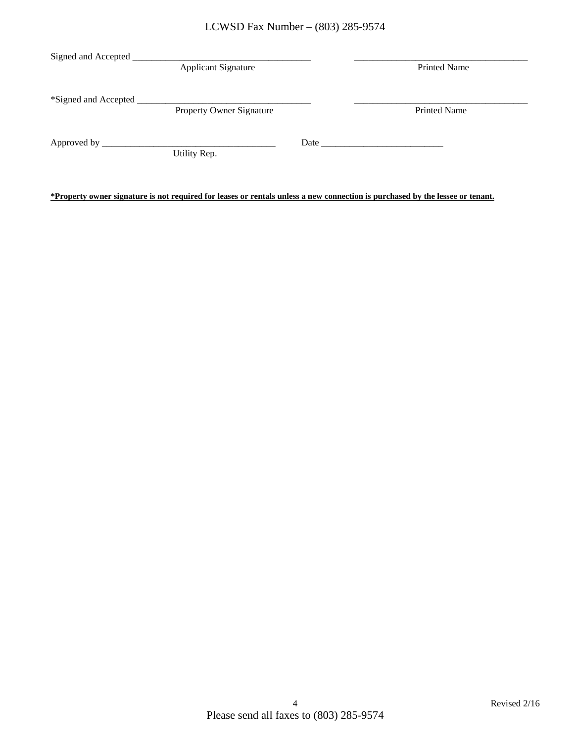LCWSD Fax Number – (803) 285-9574

Signed and Accepted ______________________________________ ______________________________________
Applicant Signature Printed Name

*Signed and Accepted ______________________________________ ______________________________________
Property Owner Signature Printed Name

Approved by ______________________________________ Date ___________________________
Utility Rep.

**\*Property owner signature is not required for leases or rentals unless a new connection is purchased by the lessee or tenant.**

Revised 2/16

Please send all faxes to (803) 285-9574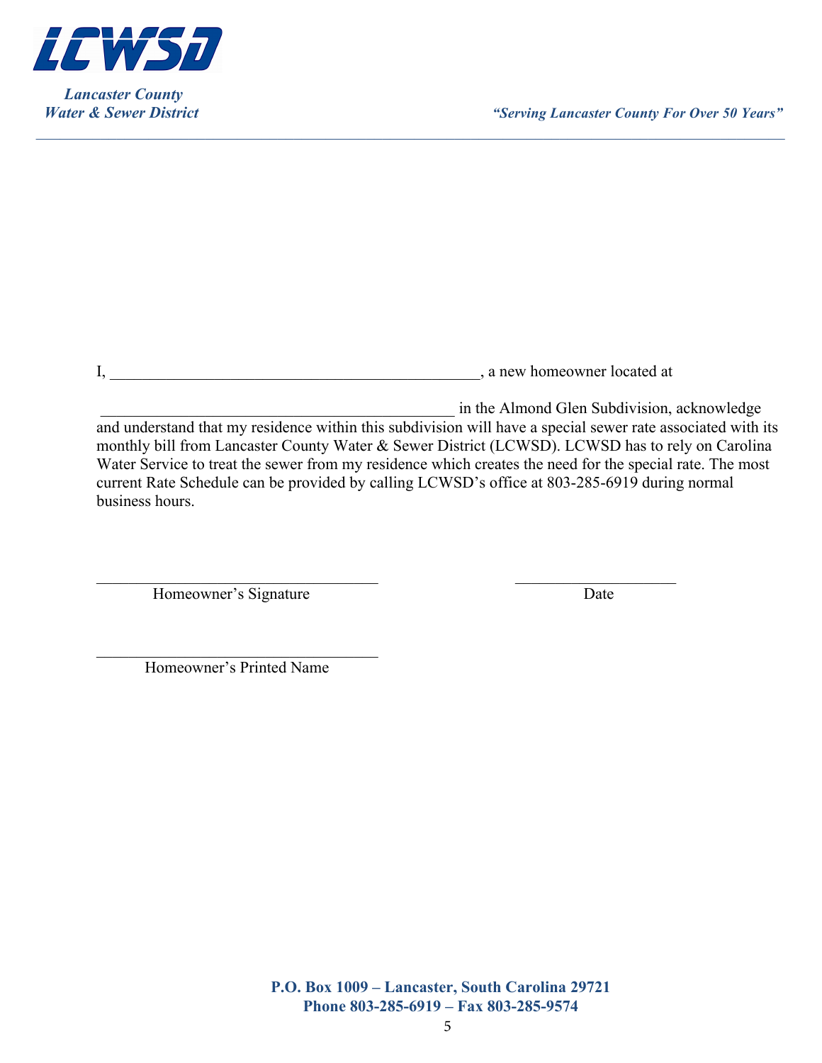I, _______________________________________________, a new homeowner located at

_____________________________________________ in the Almond Glen Subdivision, acknowledge and understand that my residence within this subdivision will have a special sewer rate associated with its monthly bill from Lancaster County Water & Sewer District (LCWSD). LCWSD has to rely on Carolina Water Service to treat the sewer from my residence which creates the need for the special rate. The most current Rate Schedule can be provided by calling LCWSD's office at 803-285-6919 during normal business hours.

____________________________________ ____________________

Homeowner's Signature Date

____________________________________

Homeowner's Printed Name